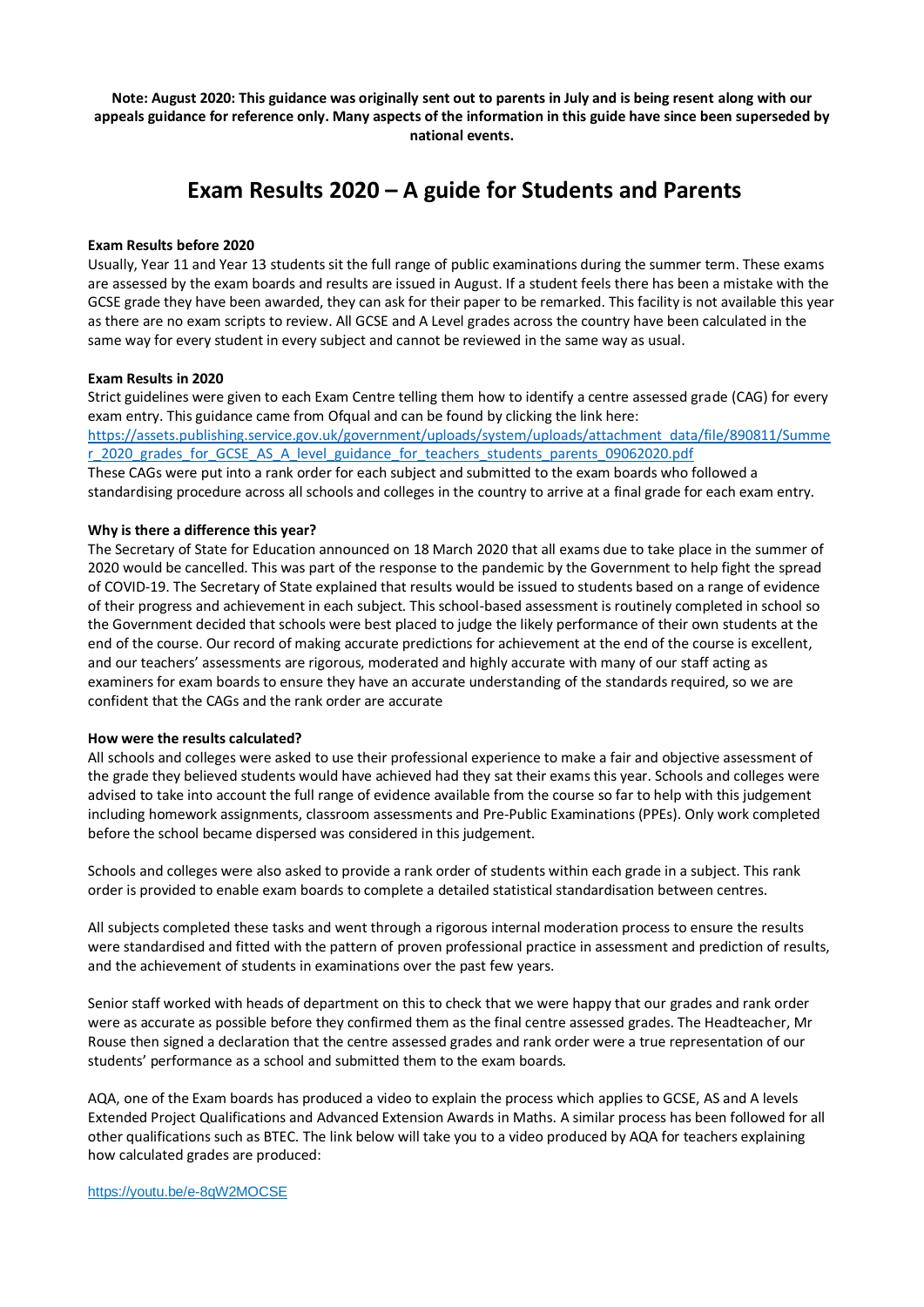**Note: August 2020: This guidance was originally sent out to parents in July and is being resent along with our appeals guidance for reference only. Many aspects of the information in this guide have since been superseded by national events.**

# Exam Results 2020 – A guide for Students and Parents

**Exam Results before 2020**

Usually, Year 11 and Year 13 students sit the full range of public examinations during the summer term. These exams are assessed by the exam boards and results are issued in August. If a student feels there has been a mistake with the GCSE grade they have been awarded, they can ask for their paper to be remarked. This facility is not available this year as there are no exam scripts to review. All GCSE and A Level grades across the country have been calculated in the same way for every student in every subject and cannot be reviewed in the same way as usual.

**Exam Results in 2020**

Strict guidelines were given to each Exam Centre telling them how to identify a centre assessed grade (CAG) for every exam entry. This guidance came from Ofqual and can be found by clicking the link here:
[https://assets.publishing.service.gov.uk/government/uploads/system/uploads/attachment_data/file/890811/Summer_2020_grades_for_GCSE_AS_A_level_guidance_for_teachers_students_parents_09062020.pdf](https://assets.publishing.service.gov.uk/government/uploads/system/uploads/attachment_data/file/890811/Summer_2020_grades_for_GCSE_AS_A_level_guidance_for_teachers_students_parents_09062020.pdf)
These CAGs were put into a rank order for each subject and submitted to the exam boards who followed a standardising procedure across all schools and colleges in the country to arrive at a final grade for each exam entry.

**Why is there a difference this year?**

The Secretary of State for Education announced on 18 March 2020 that all exams due to take place in the summer of 2020 would be cancelled. This was part of the response to the pandemic by the Government to help fight the spread of COVID-19. The Secretary of State explained that results would be issued to students based on a range of evidence of their progress and achievement in each subject. This school-based assessment is routinely completed in school so the Government decided that schools were best placed to judge the likely performance of their own students at the end of the course. Our record of making accurate predictions for achievement at the end of the course is excellent, and our teachers' assessments are rigorous, moderated and highly accurate with many of our staff acting as examiners for exam boards to ensure they have an accurate understanding of the standards required, so we are confident that the CAGs and the rank order are accurate

**How were the results calculated?**

All schools and colleges were asked to use their professional experience to make a fair and objective assessment of the grade they believed students would have achieved had they sat their exams this year. Schools and colleges were advised to take into account the full range of evidence available from the course so far to help with this judgement including homework assignments, classroom assessments and Pre-Public Examinations (PPEs). Only work completed before the school became dispersed was considered in this judgement.

Schools and colleges were also asked to provide a rank order of students within each grade in a subject. This rank order is provided to enable exam boards to complete a detailed statistical standardisation between centres.

All subjects completed these tasks and went through a rigorous internal moderation process to ensure the results were standardised and fitted with the pattern of proven professional practice in assessment and prediction of results, and the achievement of students in examinations over the past few years.

Senior staff worked with heads of department on this to check that we were happy that our grades and rank order were as accurate as possible before they confirmed them as the final centre assessed grades. The Headteacher, Mr Rouse then signed a declaration that the centre assessed grades and rank order were a true representation of our students' performance as a school and submitted them to the exam boards.

AQA, one of the Exam boards has produced a video to explain the process which applies to GCSE, AS and A levels Extended Project Qualifications and Advanced Extension Awards in Maths. A similar process has been followed for all other qualifications such as BTEC. The link below will take you to a video produced by AQA for teachers explaining how calculated grades are produced:

[https://youtu.be/e-8qW2MOCSE](https://youtu.be/e-8qW2MOCSE)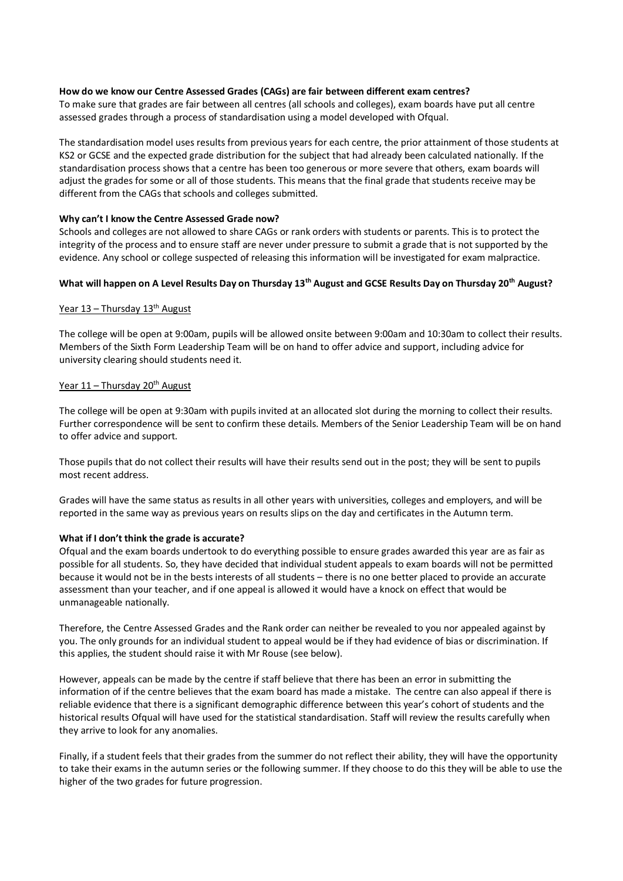**How do we know our Centre Assessed Grades (CAGs) are fair between different exam centres?**
To make sure that grades are fair between all centres (all schools and colleges), exam boards have put all centre assessed grades through a process of standardisation using a model developed with Ofqual.

The standardisation model uses results from previous years for each centre, the prior attainment of those students at KS2 or GCSE and the expected grade distribution for the subject that had already been calculated nationally. If the standardisation process shows that a centre has been too generous or more severe that others, exam boards will adjust the grades for some or all of those students. This means that the final grade that students receive may be different from the CAGs that schools and colleges submitted.

**Why can't I know the Centre Assessed Grade now?**
Schools and colleges are not allowed to share CAGs or rank orders with students or parents. This is to protect the integrity of the process and to ensure staff are never under pressure to submit a grade that is not supported by the evidence. Any school or college suspected of releasing this information will be investigated for exam malpractice.

**What will happen on A Level Results Day on Thursday 13th August and GCSE Results Day on Thursday 20th August?**

<u>Year 13 – Thursday 13th August</u>

The college will be open at 9:00am, pupils will be allowed onsite between 9:00am and 10:30am to collect their results. Members of the Sixth Form Leadership Team will be on hand to offer advice and support, including advice for university clearing should students need it.

<u>Year 11 – Thursday 20th August</u>

The college will be open at 9:30am with pupils invited at an allocated slot during the morning to collect their results. Further correspondence will be sent to confirm these details. Members of the Senior Leadership Team will be on hand to offer advice and support.

Those pupils that do not collect their results will have their results send out in the post; they will be sent to pupils most recent address.

Grades will have the same status as results in all other years with universities, colleges and employers, and will be reported in the same way as previous years on results slips on the day and certificates in the Autumn term.

**What if I don't think the grade is accurate?**
Ofqual and the exam boards undertook to do everything possible to ensure grades awarded this year are as fair as possible for all students. So, they have decided that individual student appeals to exam boards will not be permitted because it would not be in the bests interests of all students – there is no one better placed to provide an accurate assessment than your teacher, and if one appeal is allowed it would have a knock on effect that would be unmanageable nationally.

Therefore, the Centre Assessed Grades and the Rank order can neither be revealed to you nor appealed against by you. The only grounds for an individual student to appeal would be if they had evidence of bias or discrimination. If this applies, the student should raise it with Mr Rouse (see below).

However, appeals can be made by the centre if staff believe that there has been an error in submitting the information of if the centre believes that the exam board has made a mistake. The centre can also appeal if there is reliable evidence that there is a significant demographic difference between this year's cohort of students and the historical results Ofqual will have used for the statistical standardisation. Staff will review the results carefully when they arrive to look for any anomalies.

Finally, if a student feels that their grades from the summer do not reflect their ability, they will have the opportunity to take their exams in the autumn series or the following summer. If they choose to do this they will be able to use the higher of the two grades for future progression.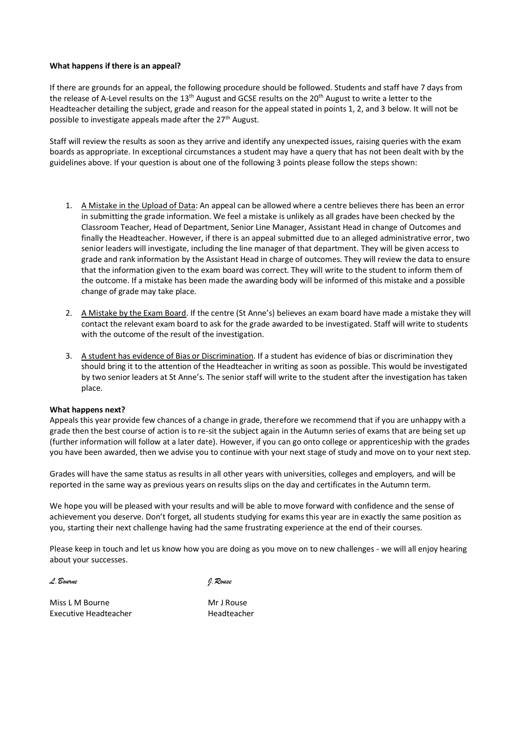**What happens if there is an appeal?**

If there are grounds for an appeal, the following procedure should be followed. Students and staff have 7 days from the release of A-Level results on the 13th August and GCSE results on the 20th August to write a letter to the Headteacher detailing the subject, grade and reason for the appeal stated in points 1, 2, and 3 below. It will not be possible to investigate appeals made after the 27th August.

Staff will review the results as soon as they arrive and identify any unexpected issues, raising queries with the exam boards as appropriate. In exceptional circumstances a student may have a query that has not been dealt with by the guidelines above. If your question is about one of the following 3 points please follow the steps shown:

1. A Mistake in the Upload of Data: An appeal can be allowed where a centre believes there has been an error in submitting the grade information. We feel a mistake is unlikely as all grades have been checked by the Classroom Teacher, Head of Department, Senior Line Manager, Assistant Head in change of Outcomes and finally the Headteacher. However, if there is an appeal submitted due to an alleged administrative error, two senior leaders will investigate, including the line manager of that department. They will be given access to grade and rank information by the Assistant Head in charge of outcomes. They will review the data to ensure that the information given to the exam board was correct. They will write to the student to inform them of the outcome. If a mistake has been made the awarding body will be informed of this mistake and a possible change of grade may take place.

2. A Mistake by the Exam Board. If the centre (St Anne's) believes an exam board have made a mistake they will contact the relevant exam board to ask for the grade awarded to be investigated. Staff will write to students with the outcome of the result of the investigation.

3. A student has evidence of Bias or Discrimination. If a student has evidence of bias or discrimination they should bring it to the attention of the Headteacher in writing as soon as possible. This would be investigated by two senior leaders at St Anne's. The senior staff will write to the student after the investigation has taken place.

**What happens next?**

Appeals this year provide few chances of a change in grade, therefore we recommend that if you are unhappy with a grade then the best course of action is to re-sit the subject again in the Autumn series of exams that are being set up (further information will follow at a later date). However, if you can go onto college or apprenticeship with the grades you have been awarded, then we advise you to continue with your next stage of study and move on to your next step.

Grades will have the same status as results in all other years with universities, colleges and employers, and will be reported in the same way as previous years on results slips on the day and certificates in the Autumn term.

We hope you will be pleased with your results and will be able to move forward with confidence and the sense of achievement you deserve. Don't forget, all students studying for exams this year are in exactly the same position as you, starting their next challenge having had the same frustrating experience at the end of their courses.

Please keep in touch and let us know how you are doing as you move on to new challenges - we will all enjoy hearing about your successes.

*L.Bourne* *J.Rouse*

Miss L M Bourne
Executive Headteacher

Mr J Rouse
Headteacher